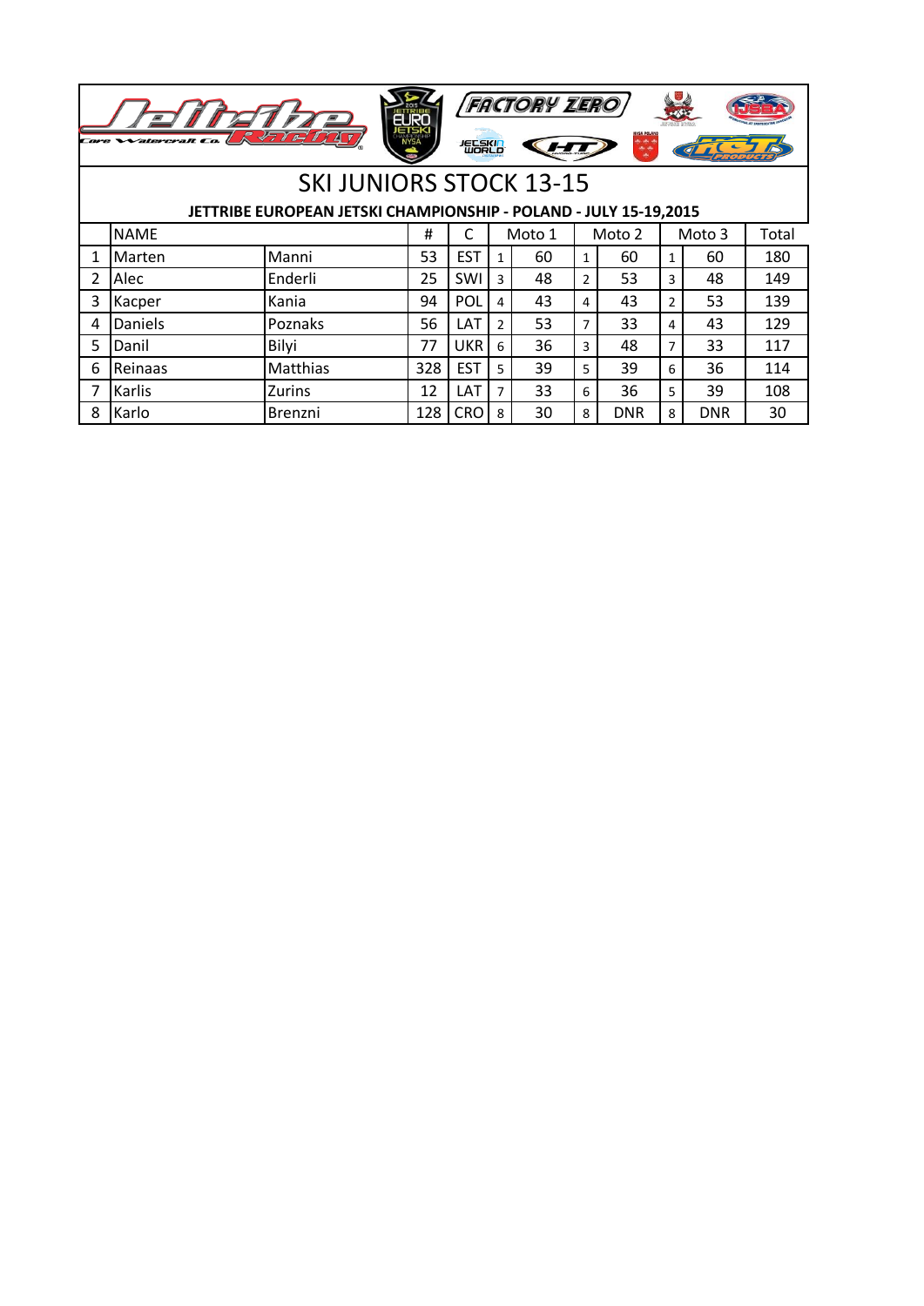# SKI JUNIORS STOCK 13-15

**JETTRIBE EUROPEAN JETSKI CHAMPIONSHIP - POLAND - JULY 15-19,2015**

| | NAME | | # | C | Moto 1 | | Moto 2 | | Moto 3 | | Total |
|---|---|---|---|---|---|---|---|---|---|---|---|
| 1 | Marten | Manni | 53 | EST | 1 | 60 | 1 | 60 | 1 | 60 | 180 |
| 2 | Alec | Enderli | 25 | SWI | 3 | 48 | 2 | 53 | 3 | 48 | 149 |
| 3 | Kacper | Kania | 94 | POL | 4 | 43 | 4 | 43 | 2 | 53 | 139 |
| 4 | Daniels | Poznaks | 56 | LAT | 2 | 53 | 7 | 33 | 4 | 43 | 129 |
| 5 | Danil | Bilyi | 77 | UKR | 6 | 36 | 3 | 48 | 7 | 33 | 117 |
| 6 | Reinaas | Matthias | 328 | EST | 5 | 39 | 5 | 39 | 6 | 36 | 114 |
| 7 | Karlis | Zurins | 12 | LAT | 7 | 33 | 6 | 36 | 5 | 39 | 108 |
| 8 | Karlo | Brenzni | 128 | CRO | 8 | 30 | 8 | DNR | 8 | DNR | 30 |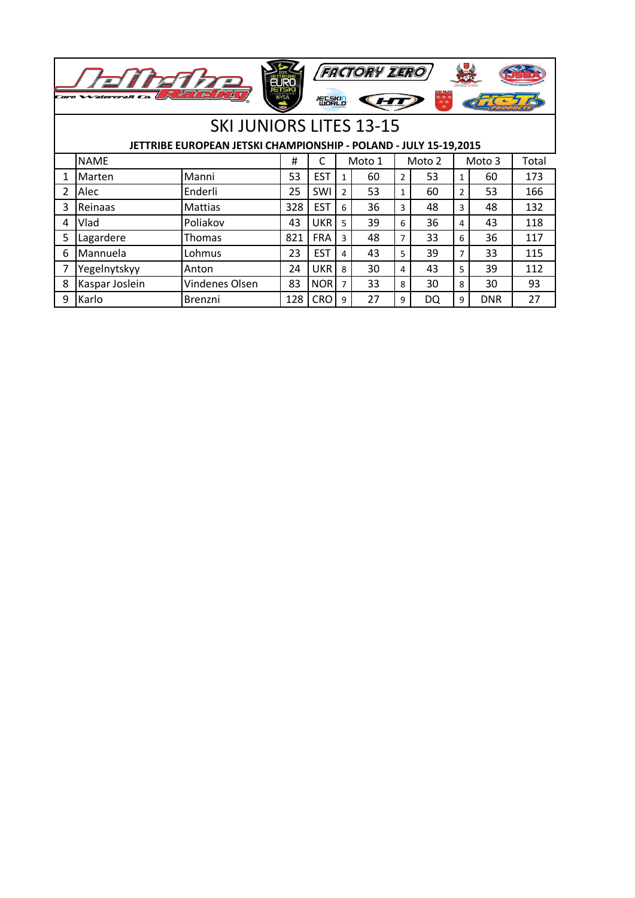# SKI JUNIORS LITES 13-15

**JETTRIBE EUROPEAN JETSKI CHAMPIONSHIP - POLAND - JULY 15-19,2015**

| | NAME | | # | C | Moto 1 | | Moto 2 | | Moto 3 | | Total |
|---|---|---|---|---|---|---|---|---|---|---|---|
| 1 | Marten | Manni | 53 | EST | 1 | 60 | 2 | 53 | 1 | 60 | 173 |
| 2 | Alec | Enderli | 25 | SWI | 2 | 53 | 1 | 60 | 2 | 53 | 166 |
| 3 | Reinaas | Mattias | 328 | EST | 6 | 36 | 3 | 48 | 3 | 48 | 132 |
| 4 | Vlad | Poliakov | 43 | UKR | 5 | 39 | 6 | 36 | 4 | 43 | 118 |
| 5 | Lagardere | Thomas | 821 | FRA | 3 | 48 | 7 | 33 | 6 | 36 | 117 |
| 6 | Mannuela | Lohmus | 23 | EST | 4 | 43 | 5 | 39 | 7 | 33 | 115 |
| 7 | Yegelnytskyy | Anton | 24 | UKR | 8 | 30 | 4 | 43 | 5 | 39 | 112 |
| 8 | Kaspar Joslein | Vindenes Olsen | 83 | NOR | 7 | 33 | 8 | 30 | 8 | 30 | 93 |
| 9 | Karlo | Brenzni | 128 | CRO | 9 | 27 | 9 | DQ | 9 | DNR | 27 |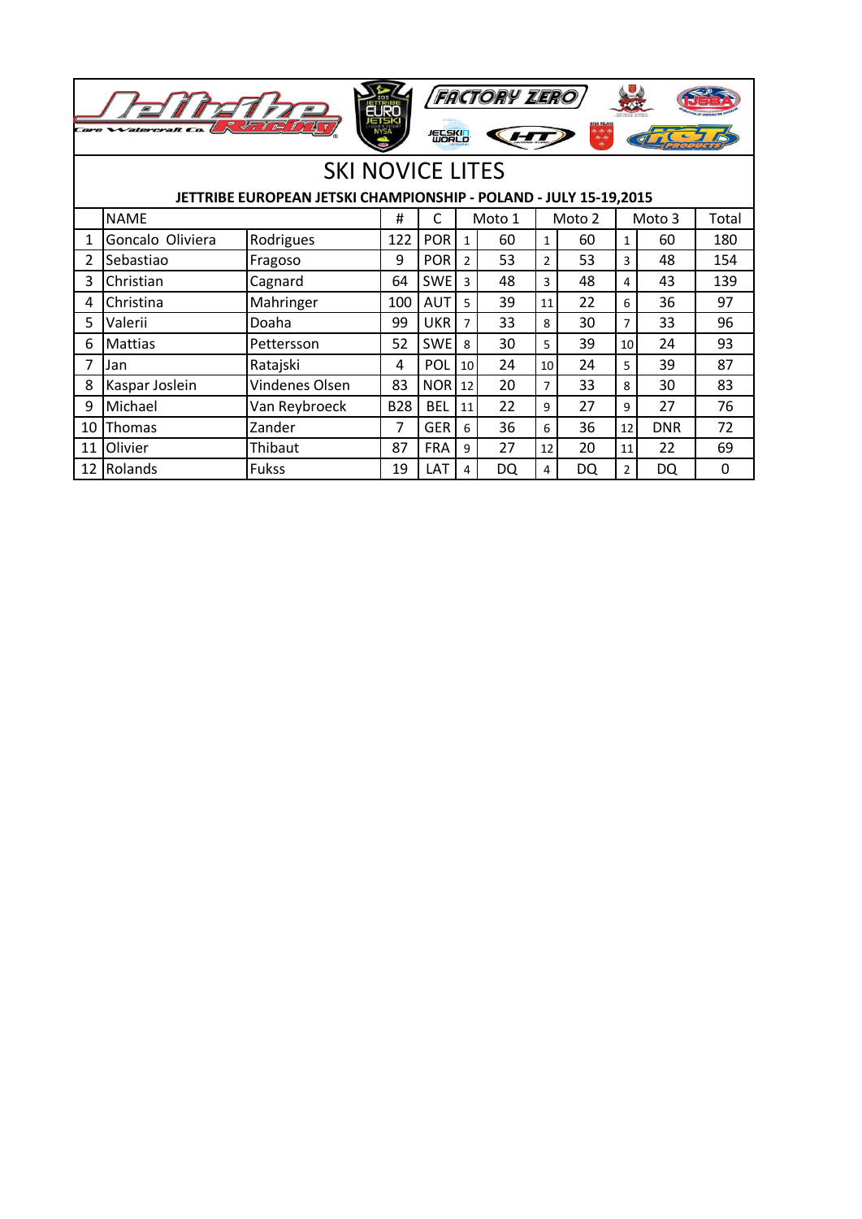# SKI NOVICE LITES

**JETTRIBE EUROPEAN JETSKI CHAMPIONSHIP - POLAND - JULY 15-19,2015**

| | NAME | | # | C | Moto 1 | | Moto 2 | | Moto 3 | | Total |
|---|---|---|---|---|---|---|---|---|---|---|---|
| 1 | Goncalo Oliviera | Rodrigues | 122 | POR | 1 | 60 | 1 | 60 | 1 | 60 | 180 |
| 2 | Sebastiao | Fragoso | 9 | POR | 2 | 53 | 2 | 53 | 3 | 48 | 154 |
| 3 | Christian | Cagnard | 64 | SWE | 3 | 48 | 3 | 48 | 4 | 43 | 139 |
| 4 | Christina | Mahringer | 100 | AUT | 5 | 39 | 11 | 22 | 6 | 36 | 97 |
| 5 | Valerii | Doaha | 99 | UKR | 7 | 33 | 8 | 30 | 7 | 33 | 96 |
| 6 | Mattias | Pettersson | 52 | SWE | 8 | 30 | 5 | 39 | 10 | 24 | 93 |
| 7 | Jan | Ratajski | 4 | POL | 10 | 24 | 10 | 24 | 5 | 39 | 87 |
| 8 | Kaspar Joslein | Vindenes Olsen | 83 | NOR | 12 | 20 | 7 | 33 | 8 | 30 | 83 |
| 9 | Michael | Van Reybroeck | B28 | BEL | 11 | 22 | 9 | 27 | 9 | 27 | 76 |
| 10 | Thomas | Zander | 7 | GER | 6 | 36 | 6 | 36 | 12 | DNR | 72 |
| 11 | Olivier | Thibaut | 87 | FRA | 9 | 27 | 12 | 20 | 11 | 22 | 69 |
| 12 | Rolands | Fukss | 19 | LAT | 4 | DQ | 4 | DQ | 2 | DQ | 0 |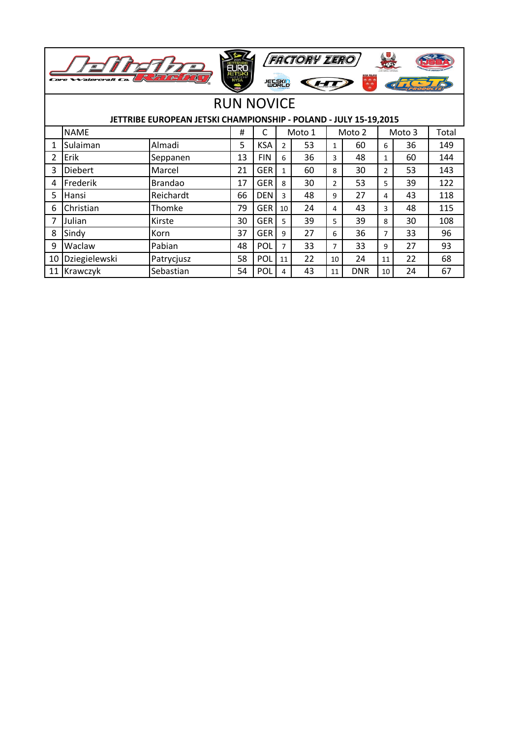# RUN NOVICE

**JETTRIBE EUROPEAN JETSKI CHAMPIONSHIP - POLAND - JULY 15-19,2015**

| | NAME | | # | C | Moto 1 | | Moto 2 | | Moto 3 | | Total |
|---|---|---|---|---|---|---|---|---|---|---|---|
| 1 | Sulaiman | Almadi | 5 | KSA | 2 | 53 | 1 | 60 | 6 | 36 | 149 |
| 2 | Erik | Seppanen | 13 | FIN | 6 | 36 | 3 | 48 | 1 | 60 | 144 |
| 3 | Diebert | Marcel | 21 | GER | 1 | 60 | 8 | 30 | 2 | 53 | 143 |
| 4 | Frederik | Brandao | 17 | GER | 8 | 30 | 2 | 53 | 5 | 39 | 122 |
| 5 | Hansi | Reichardt | 66 | DEN | 3 | 48 | 9 | 27 | 4 | 43 | 118 |
| 6 | Christian | Thomke | 79 | GER | 10 | 24 | 4 | 43 | 3 | 48 | 115 |
| 7 | Julian | Kirste | 30 | GER | 5 | 39 | 5 | 39 | 8 | 30 | 108 |
| 8 | Sindy | Korn | 37 | GER | 9 | 27 | 6 | 36 | 7 | 33 | 96 |
| 9 | Waclaw | Pabian | 48 | POL | 7 | 33 | 7 | 33 | 9 | 27 | 93 |
| 10 | Dziegielewski | Patrycjusz | 58 | POL | 11 | 22 | 10 | 24 | 11 | 22 | 68 |
| 11 | Krawczyk | Sebastian | 54 | POL | 4 | 43 | 11 | DNR | 10 | 24 | 67 |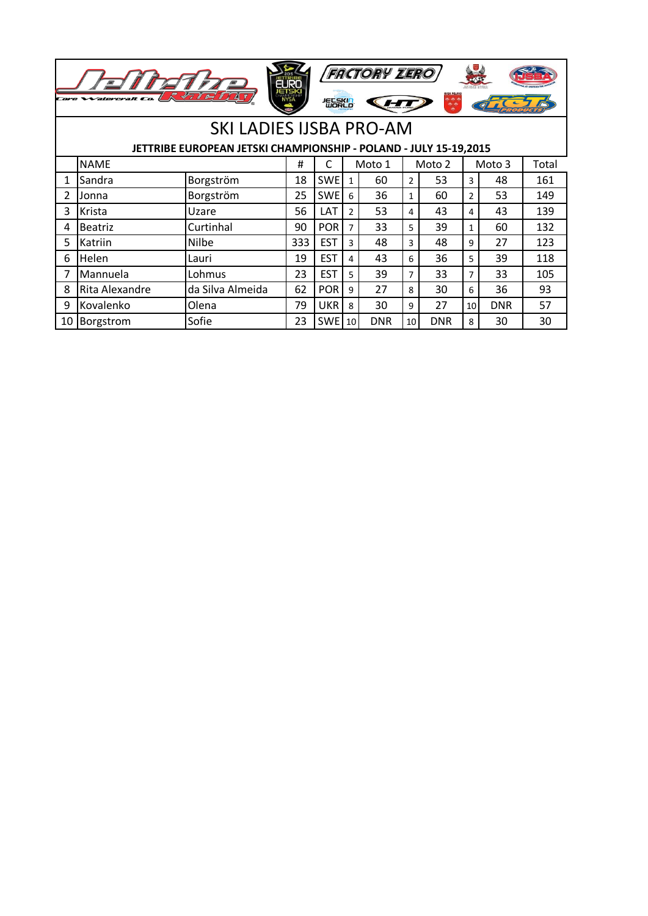# SKI LADIES IJSBA PRO-AM

**JETTRIBE EUROPEAN JETSKI CHAMPIONSHIP - POLAND - JULY 15-19,2015**

| | NAME | | # | C | Moto 1 | | Moto 2 | | Moto 3 | | Total |
|---|---|---|---|---|---|---|---|---|---|---|---|
| 1 | Sandra | Borgström | 18 | SWE | 1 | 60 | 2 | 53 | 3 | 48 | 161 |
| 2 | Jonna | Borgström | 25 | SWE | 6 | 36 | 1 | 60 | 2 | 53 | 149 |
| 3 | Krista | Uzare | 56 | LAT | 2 | 53 | 4 | 43 | 4 | 43 | 139 |
| 4 | Beatriz | Curtinhal | 90 | POR | 7 | 33 | 5 | 39 | 1 | 60 | 132 |
| 5 | Katriin | Nilbe | 333 | EST | 3 | 48 | 3 | 48 | 9 | 27 | 123 |
| 6 | Helen | Lauri | 19 | EST | 4 | 43 | 6 | 36 | 5 | 39 | 118 |
| 7 | Mannuela | Lohmus | 23 | EST | 5 | 39 | 7 | 33 | 7 | 33 | 105 |
| 8 | Rita Alexandre | da Silva Almeida | 62 | POR | 9 | 27 | 8 | 30 | 6 | 36 | 93 |
| 9 | Kovalenko | Olena | 79 | UKR | 8 | 30 | 9 | 27 | 10 | DNR | 57 |
| 10 | Borgstrom | Sofie | 23 | SWE | 10 | DNR | 10 | DNR | 8 | 30 | 30 |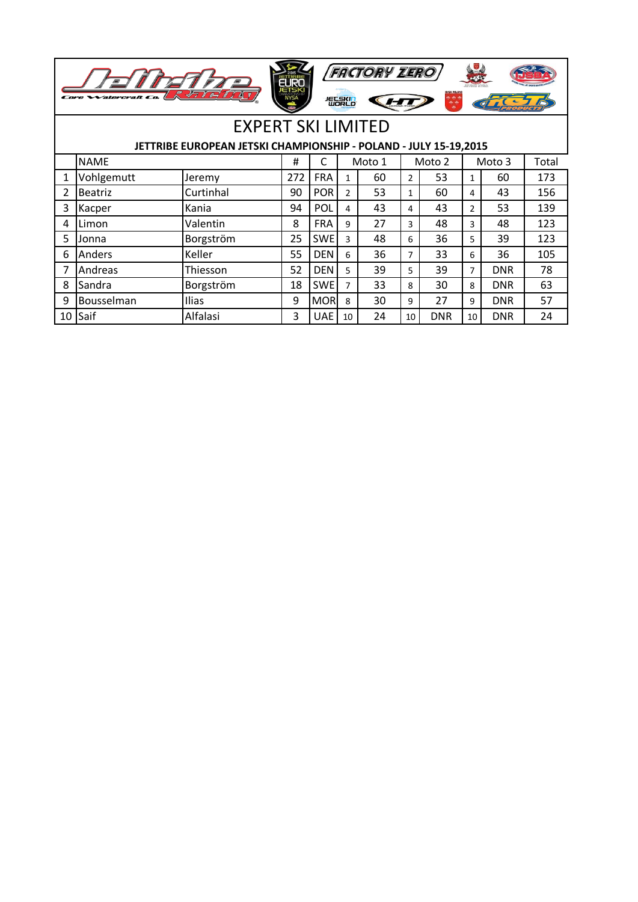# EXPERT SKI LIMITED

**JETTRIBE EUROPEAN JETSKI CHAMPIONSHIP - POLAND - JULY 15-19,2015**

| | NAME | | # | C | Moto 1 | | Moto 2 | | Moto 3 | | Total |
|---|---|---|---|---|---|---|---|---|---|---|---|
| 1 | Vohlgemutt | Jeremy | 272 | FRA | 1 | 60 | 2 | 53 | 1 | 60 | 173 |
| 2 | Beatriz | Curtinhal | 90 | POR | 2 | 53 | 1 | 60 | 4 | 43 | 156 |
| 3 | Kacper | Kania | 94 | POL | 4 | 43 | 4 | 43 | 2 | 53 | 139 |
| 4 | Limon | Valentin | 8 | FRA | 9 | 27 | 3 | 48 | 3 | 48 | 123 |
| 5 | Jonna | Borgström | 25 | SWE | 3 | 48 | 6 | 36 | 5 | 39 | 123 |
| 6 | Anders | Keller | 55 | DEN | 6 | 36 | 7 | 33 | 6 | 36 | 105 |
| 7 | Andreas | Thiesson | 52 | DEN | 5 | 39 | 5 | 39 | 7 | DNR | 78 |
| 8 | Sandra | Borgström | 18 | SWE | 7 | 33 | 8 | 30 | 8 | DNR | 63 |
| 9 | Bousselman | Ilias | 9 | MOR | 8 | 30 | 9 | 27 | 9 | DNR | 57 |
| 10 | Saif | Alfalasi | 3 | UAE | 10 | 24 | 10 | DNR | 10 | DNR | 24 |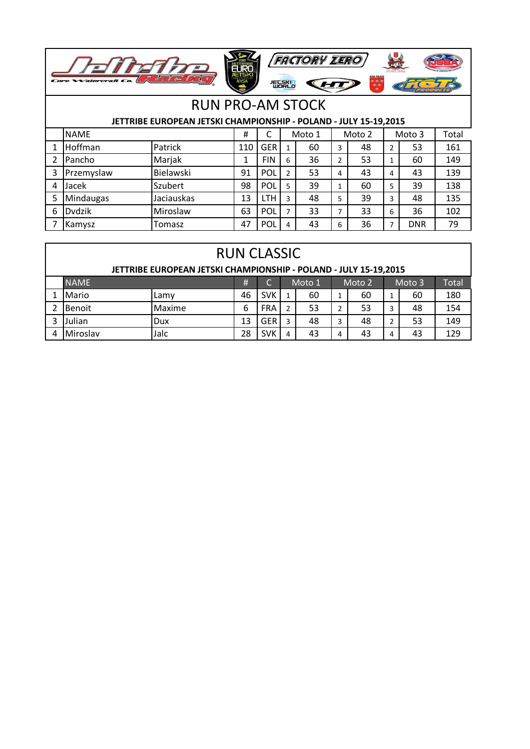# RUN PRO-AM STOCK

**JETTRIBE EUROPEAN JETSKI CHAMPIONSHIP - POLAND - JULY 15-19,2015**

| | NAME | | # | C | Moto 1 | | Moto 2 | | Moto 3 | | Total |
|---|---|---|---|---|---|---|---|---|---|---|---|
| 1 | Hoffman | Patrick | 110 | GER | 1 | 60 | 3 | 48 | 2 | 53 | 161 |
| 2 | Pancho | Marjak | 1 | FIN | 6 | 36 | 2 | 53 | 1 | 60 | 149 |
| 3 | Przemyslaw | Bielawski | 91 | POL | 2 | 53 | 4 | 43 | 4 | 43 | 139 |
| 4 | Jacek | Szubert | 98 | POL | 5 | 39 | 1 | 60 | 5 | 39 | 138 |
| 5 | Mindaugas | Jaciauskas | 13 | LTH | 3 | 48 | 5 | 39 | 3 | 48 | 135 |
| 6 | Dvdzik | Miroslaw | 63 | POL | 7 | 33 | 7 | 33 | 6 | 36 | 102 |
| 7 | Kamysz | Tomasz | 47 | POL | 4 | 43 | 6 | 36 | 7 | DNR | 79 |

# RUN CLASSIC

**JETTRIBE EUROPEAN JETSKI CHAMPIONSHIP - POLAND - JULY 15-19,2015**

| | NAME | | # | C | Moto 1 | | Moto 2 | | Moto 3 | | Total |
|---|---|---|---|---|---|---|---|---|---|---|---|
| 1 | Mario | Lamy | 46 | SVK | 1 | 60 | 1 | 60 | 1 | 60 | 180 |
| 2 | Benoit | Maxime | 6 | FRA | 2 | 53 | 2 | 53 | 3 | 48 | 154 |
| 3 | Julian | Dux | 13 | GER | 3 | 48 | 3 | 48 | 2 | 53 | 149 |
| 4 | Miroslav | Jalc | 28 | SVK | 4 | 43 | 4 | 43 | 4 | 43 | 129 |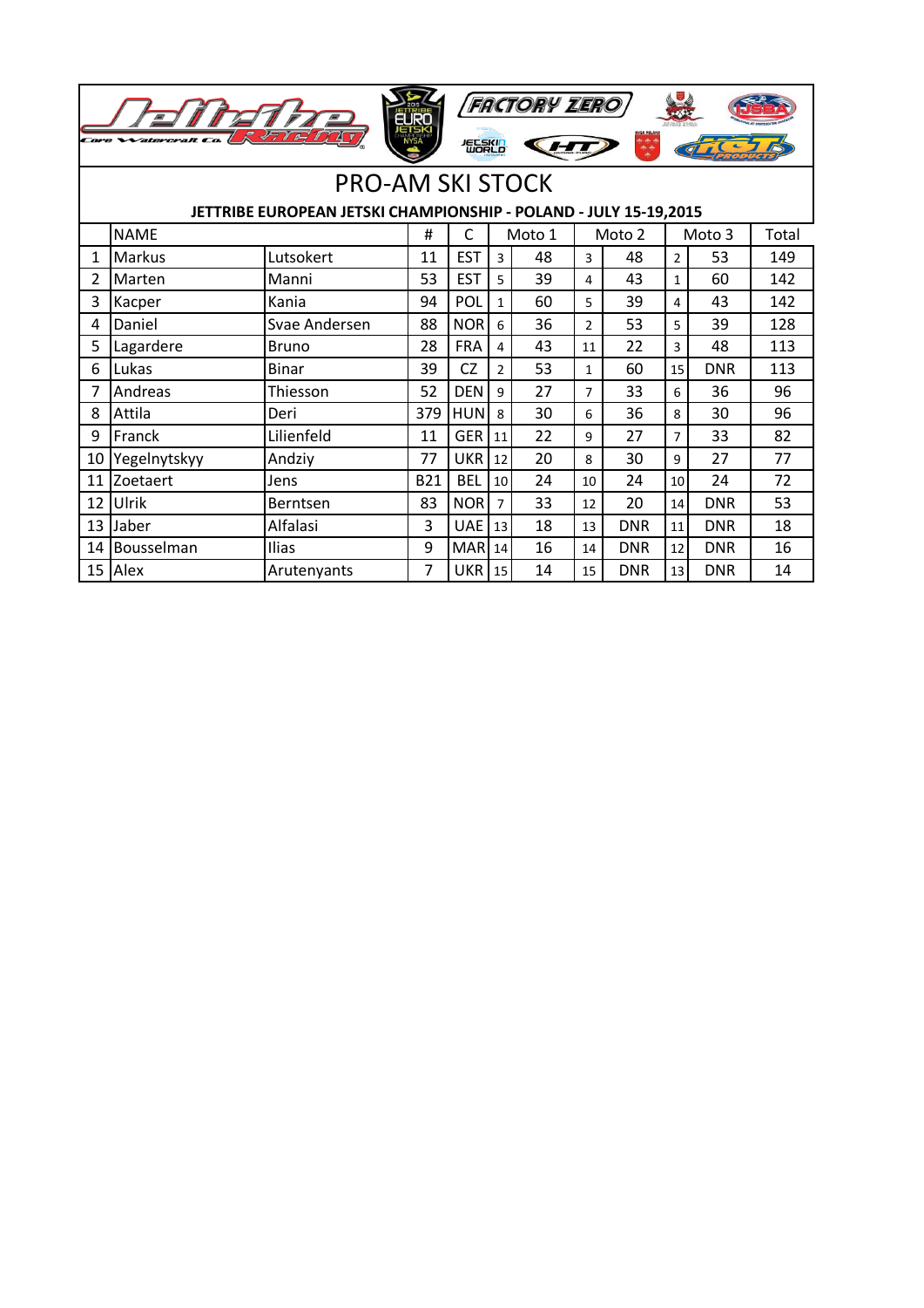# PRO-AM SKI STOCK

**JETTRIBE EUROPEAN JETSKI CHAMPIONSHIP - POLAND - JULY 15-19,2015**

| | NAME | | # | C | Moto 1 | | Moto 2 | | Moto 3 | | Total |
|---|---|---|---|---|---|---|---|---|---|---|---|
| 1 | Markus | Lutsokert | 11 | EST | 3 | 48 | 3 | 48 | 2 | 53 | 149 |
| 2 | Marten | Manni | 53 | EST | 5 | 39 | 4 | 43 | 1 | 60 | 142 |
| 3 | Kacper | Kania | 94 | POL | 1 | 60 | 5 | 39 | 4 | 43 | 142 |
| 4 | Daniel | Svae Andersen | 88 | NOR | 6 | 36 | 2 | 53 | 5 | 39 | 128 |
| 5 | Lagardere | Bruno | 28 | FRA | 4 | 43 | 11 | 22 | 3 | 48 | 113 |
| 6 | Lukas | Binar | 39 | CZ | 2 | 53 | 1 | 60 | 15 | DNR | 113 |
| 7 | Andreas | Thiesson | 52 | DEN | 9 | 27 | 7 | 33 | 6 | 36 | 96 |
| 8 | Attila | Deri | 379 | HUN | 8 | 30 | 6 | 36 | 8 | 30 | 96 |
| 9 | Franck | Lilienfeld | 11 | GER | 11 | 22 | 9 | 27 | 7 | 33 | 82 |
| 10 | Yegelnytskyy | Andziy | 77 | UKR | 12 | 20 | 8 | 30 | 9 | 27 | 77 |
| 11 | Zoetaert | Jens | B21 | BEL | 10 | 24 | 10 | 24 | 10 | 24 | 72 |
| 12 | Ulrik | Berntsen | 83 | NOR | 7 | 33 | 12 | 20 | 14 | DNR | 53 |
| 13 | Jaber | Alfalasi | 3 | UAE | 13 | 18 | 13 | DNR | 11 | DNR | 18 |
| 14 | Bousselman | Ilias | 9 | MAR | 14 | 16 | 14 | DNR | 12 | DNR | 16 |
| 15 | Alex | Arutenyants | 7 | UKR | 15 | 14 | 15 | DNR | 13 | DNR | 14 |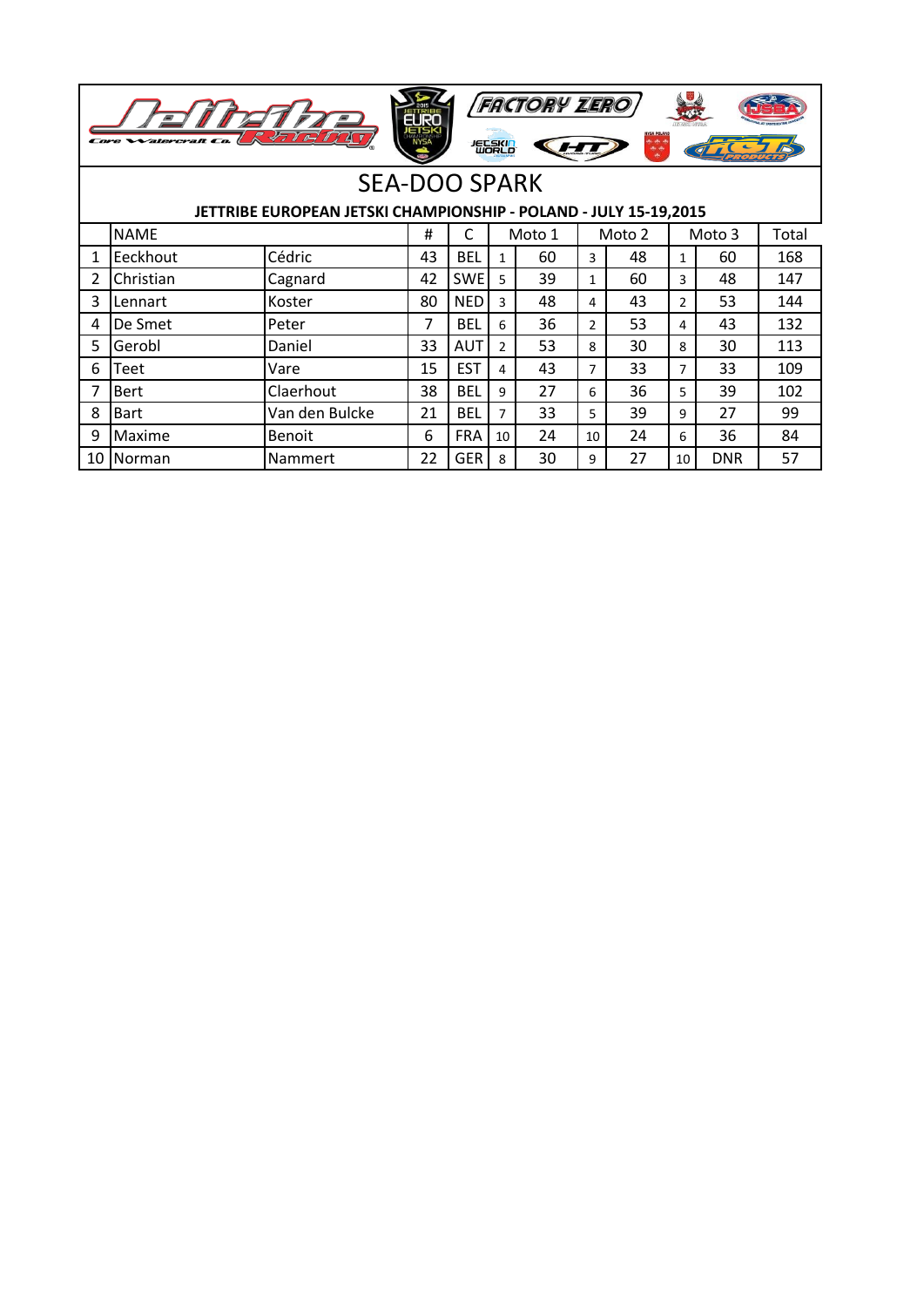# SEA-DOO SPARK

**JETTRIBE EUROPEAN JETSKI CHAMPIONSHIP - POLAND - JULY 15-19,2015**

| | NAME | | # | C | Moto 1 | | Moto 2 | | Moto 3 | | Total |
|---|---|---|---|---|---|---|---|---|---|---|---|
| 1 | Eeckhout | Cédric | 43 | BEL | 1 | 60 | 3 | 48 | 1 | 60 | 168 |
| 2 | Christian | Cagnard | 42 | SWE | 5 | 39 | 1 | 60 | 3 | 48 | 147 |
| 3 | Lennart | Koster | 80 | NED | 3 | 48 | 4 | 43 | 2 | 53 | 144 |
| 4 | De Smet | Peter | 7 | BEL | 6 | 36 | 2 | 53 | 4 | 43 | 132 |
| 5 | Gerobl | Daniel | 33 | AUT | 2 | 53 | 8 | 30 | 8 | 30 | 113 |
| 6 | Teet | Vare | 15 | EST | 4 | 43 | 7 | 33 | 7 | 33 | 109 |
| 7 | Bert | Claerhout | 38 | BEL | 9 | 27 | 6 | 36 | 5 | 39 | 102 |
| 8 | Bart | Van den Bulcke | 21 | BEL | 7 | 33 | 5 | 39 | 9 | 27 | 99 |
| 9 | Maxime | Benoit | 6 | FRA | 10 | 24 | 10 | 24 | 6 | 36 | 84 |
| 10 | Norman | Nammert | 22 | GER | 8 | 30 | 9 | 27 | 10 | DNR | 57 |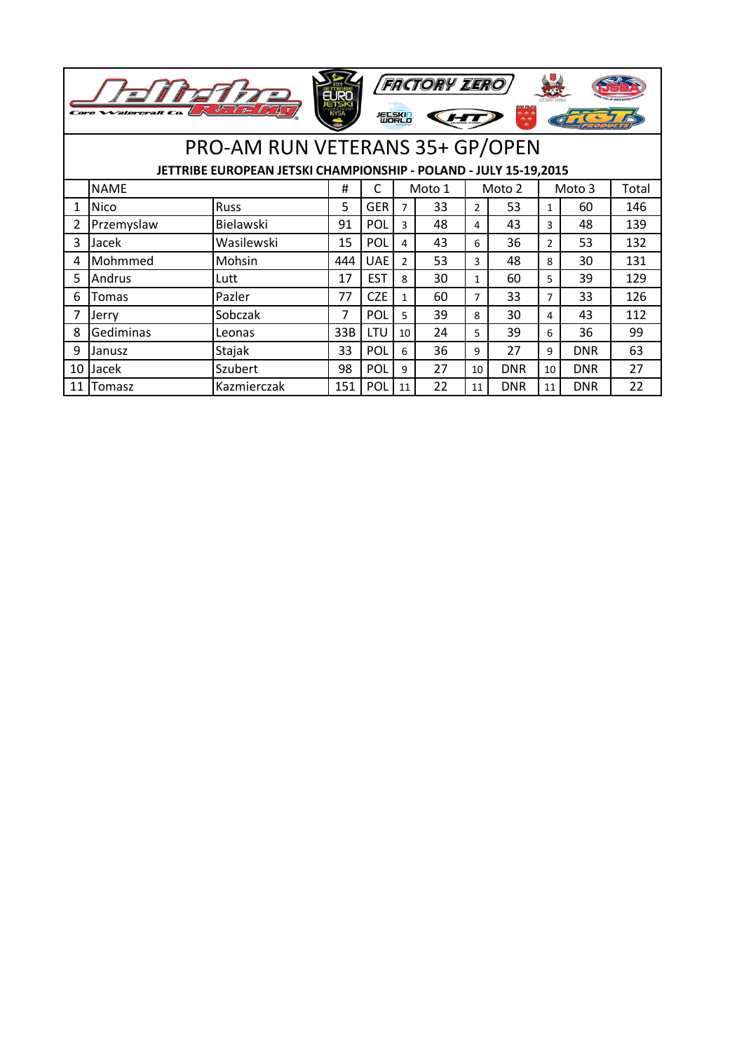# PRO-AM RUN VETERANS 35+ GP/OPEN

**JETTRIBE EUROPEAN JETSKI CHAMPIONSHIP - POLAND - JULY 15-19,2015**

| | NAME | | # | C | Moto 1 | | Moto 2 | | Moto 3 | | Total |
|---|---|---|---|---|---|---|---|---|---|---|---|
| 1 | Nico | Russ | 5 | GER | 7 | 33 | 2 | 53 | 1 | 60 | 146 |
| 2 | Przemyslaw | Bielawski | 91 | POL | 3 | 48 | 4 | 43 | 3 | 48 | 139 |
| 3 | Jacek | Wasilewski | 15 | POL | 4 | 43 | 6 | 36 | 2 | 53 | 132 |
| 4 | Mohmmed | Mohsin | 444 | UAE | 2 | 53 | 3 | 48 | 8 | 30 | 131 |
| 5 | Andrus | Lutt | 17 | EST | 8 | 30 | 1 | 60 | 5 | 39 | 129 |
| 6 | Tomas | Pazler | 77 | CZE | 1 | 60 | 7 | 33 | 7 | 33 | 126 |
| 7 | Jerry | Sobczak | 7 | POL | 5 | 39 | 8 | 30 | 4 | 43 | 112 |
| 8 | Gediminas | Leonas | 33B | LTU | 10 | 24 | 5 | 39 | 6 | 36 | 99 |
| 9 | Janusz | Stajak | 33 | POL | 6 | 36 | 9 | 27 | 9 | DNR | 63 |
| 10 | Jacek | Szubert | 98 | POL | 9 | 27 | 10 | DNR | 10 | DNR | 27 |
| 11 | Tomasz | Kazmierczak | 151 | POL | 11 | 22 | 11 | DNR | 11 | DNR | 22 |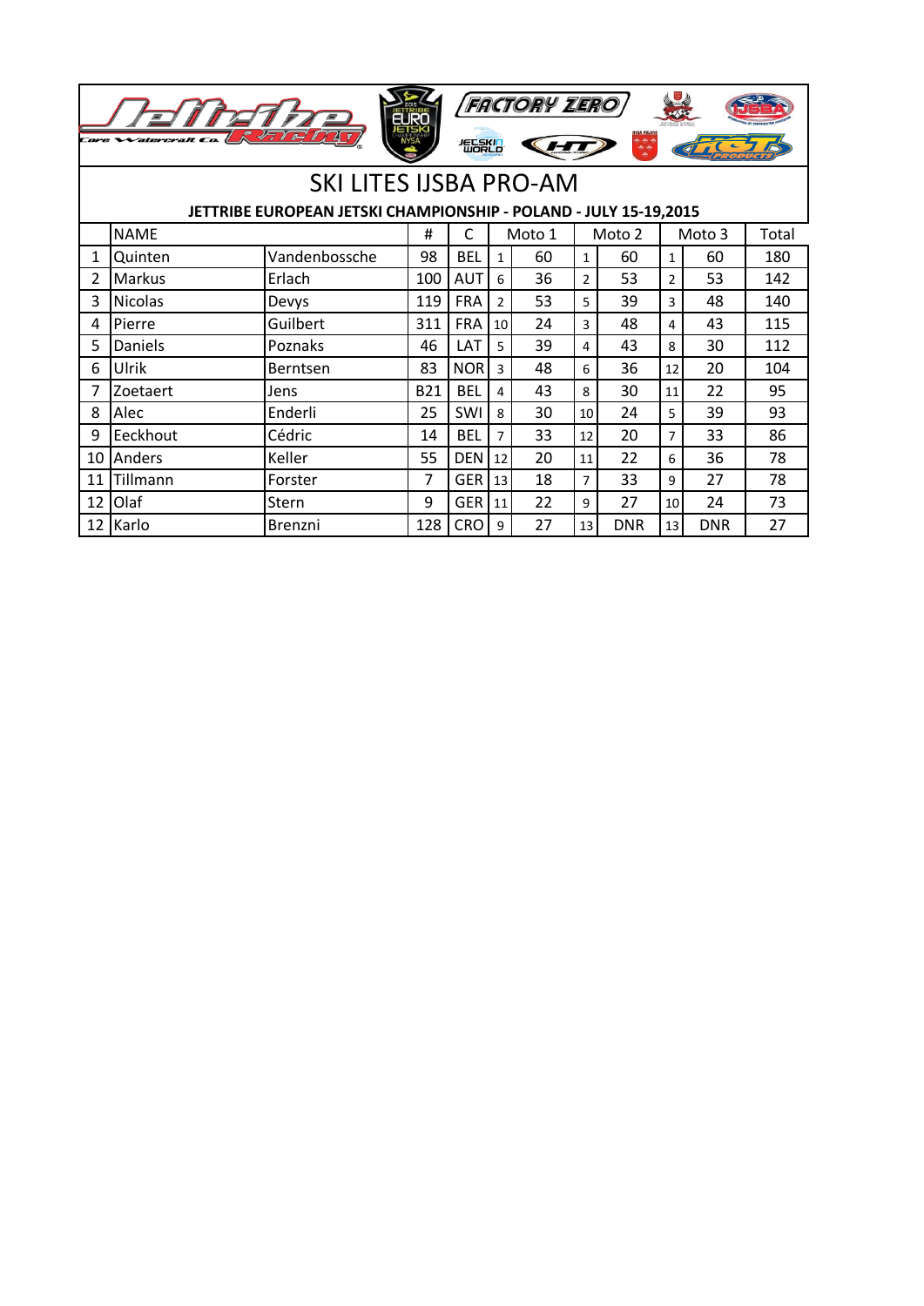# SKI LITES IJSBA PRO-AM

**JETTRIBE EUROPEAN JETSKI CHAMPIONSHIP - POLAND - JULY 15-19,2015**

| | NAME | | # | C | Moto 1 | | Moto 2 | | Moto 3 | | Total |
|---|---|---|---|---|---|---|---|---|---|---|---|
| 1 | Quinten | Vandenbossche | 98 | BEL | 1 | 60 | 1 | 60 | 1 | 60 | 180 |
| 2 | Markus | Erlach | 100 | AUT | 6 | 36 | 2 | 53 | 2 | 53 | 142 |
| 3 | Nicolas | Devys | 119 | FRA | 2 | 53 | 5 | 39 | 3 | 48 | 140 |
| 4 | Pierre | Guilbert | 311 | FRA | 10 | 24 | 3 | 48 | 4 | 43 | 115 |
| 5 | Daniels | Poznaks | 46 | LAT | 5 | 39 | 4 | 43 | 8 | 30 | 112 |
| 6 | Ulrik | Berntsen | 83 | NOR | 3 | 48 | 6 | 36 | 12 | 20 | 104 |
| 7 | Zoetaert | Jens | B21 | BEL | 4 | 43 | 8 | 30 | 11 | 22 | 95 |
| 8 | Alec | Enderli | 25 | SWI | 8 | 30 | 10 | 24 | 5 | 39 | 93 |
| 9 | Eeckhout | Cédric | 14 | BEL | 7 | 33 | 12 | 20 | 7 | 33 | 86 |
| 10 | Anders | Keller | 55 | DEN | 12 | 20 | 11 | 22 | 6 | 36 | 78 |
| 11 | Tillmann | Forster | 7 | GER | 13 | 18 | 7 | 33 | 9 | 27 | 78 |
| 12 | Olaf | Stern | 9 | GER | 11 | 22 | 9 | 27 | 10 | 24 | 73 |
| 12 | Karlo | Brenzni | 128 | CRO | 9 | 27 | 13 | DNR | 13 | DNR | 27 |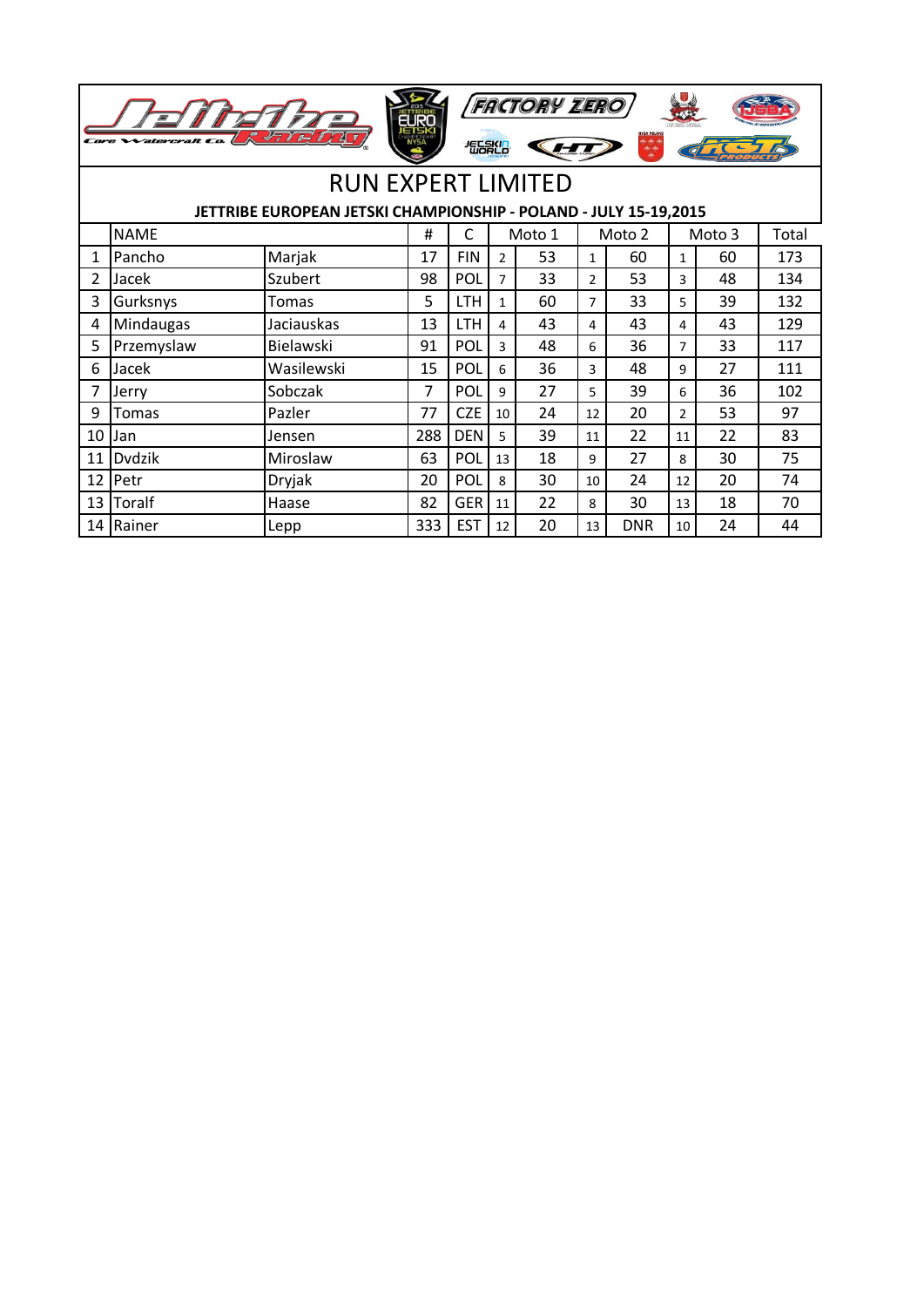# RUN EXPERT LIMITED

**JETTRIBE EUROPEAN JETSKI CHAMPIONSHIP - POLAND - JULY 15-19,2015**

| | NAME | | # | C | Moto 1 | | Moto 2 | | Moto 3 | | Total |
|---|---|---|---|---|---|---|---|---|---|---|---|
| 1 | Pancho | Marjak | 17 | FIN | 2 | 53 | 1 | 60 | 1 | 60 | 173 |
| 2 | Jacek | Szubert | 98 | POL | 7 | 33 | 2 | 53 | 3 | 48 | 134 |
| 3 | Gurksnys | Tomas | 5 | LTH | 1 | 60 | 7 | 33 | 5 | 39 | 132 |
| 4 | Mindaugas | Jaciauskas | 13 | LTH | 4 | 43 | 4 | 43 | 4 | 43 | 129 |
| 5 | Przemyslaw | Bielawski | 91 | POL | 3 | 48 | 6 | 36 | 7 | 33 | 117 |
| 6 | Jacek | Wasilewski | 15 | POL | 6 | 36 | 3 | 48 | 9 | 27 | 111 |
| 7 | Jerry | Sobczak | 7 | POL | 9 | 27 | 5 | 39 | 6 | 36 | 102 |
| 9 | Tomas | Pazler | 77 | CZE | 10 | 24 | 12 | 20 | 2 | 53 | 97 |
| 10 | Jan | Jensen | 288 | DEN | 5 | 39 | 11 | 22 | 11 | 22 | 83 |
| 11 | Dvdzik | Miroslaw | 63 | POL | 13 | 18 | 9 | 27 | 8 | 30 | 75 |
| 12 | Petr | Dryjak | 20 | POL | 8 | 30 | 10 | 24 | 12 | 20 | 74 |
| 13 | Toralf | Haase | 82 | GER | 11 | 22 | 8 | 30 | 13 | 18 | 70 |
| 14 | Rainer | Lepp | 333 | EST | 12 | 20 | 13 | DNR | 10 | 24 | 44 |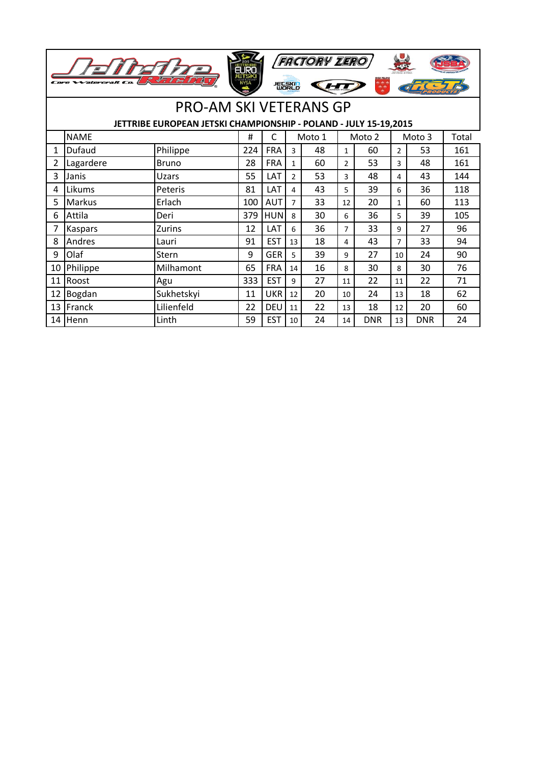# PRO-AM SKI VETERANS GP

**JETTRIBE EUROPEAN JETSKI CHAMPIONSHIP - POLAND - JULY 15-19,2015**

| | NAME | | # | C | Moto 1 | | Moto 2 | | Moto 3 | | Total |
|---|---|---|---|---|---|---|---|---|---|---|---|
| 1 | Dufaud | Philippe | 224 | FRA | 3 | 48 | 1 | 60 | 2 | 53 | 161 |
| 2 | Lagardere | Bruno | 28 | FRA | 1 | 60 | 2 | 53 | 3 | 48 | 161 |
| 3 | Janis | Uzars | 55 | LAT | 2 | 53 | 3 | 48 | 4 | 43 | 144 |
| 4 | Likums | Peteris | 81 | LAT | 4 | 43 | 5 | 39 | 6 | 36 | 118 |
| 5 | Markus | Erlach | 100 | AUT | 7 | 33 | 12 | 20 | 1 | 60 | 113 |
| 6 | Attila | Deri | 379 | HUN | 8 | 30 | 6 | 36 | 5 | 39 | 105 |
| 7 | Kaspars | Zurins | 12 | LAT | 6 | 36 | 7 | 33 | 9 | 27 | 96 |
| 8 | Andres | Lauri | 91 | EST | 13 | 18 | 4 | 43 | 7 | 33 | 94 |
| 9 | Olaf | Stern | 9 | GER | 5 | 39 | 9 | 27 | 10 | 24 | 90 |
| 10 | Philippe | Milhamont | 65 | FRA | 14 | 16 | 8 | 30 | 8 | 30 | 76 |
| 11 | Roost | Agu | 333 | EST | 9 | 27 | 11 | 22 | 11 | 22 | 71 |
| 12 | Bogdan | Sukhetskyi | 11 | UKR | 12 | 20 | 10 | 24 | 13 | 18 | 62 |
| 13 | Franck | Lilienfeld | 22 | DEU | 11 | 22 | 13 | 18 | 12 | 20 | 60 |
| 14 | Henn | Linth | 59 | EST | 10 | 24 | 14 | DNR | 13 | DNR | 24 |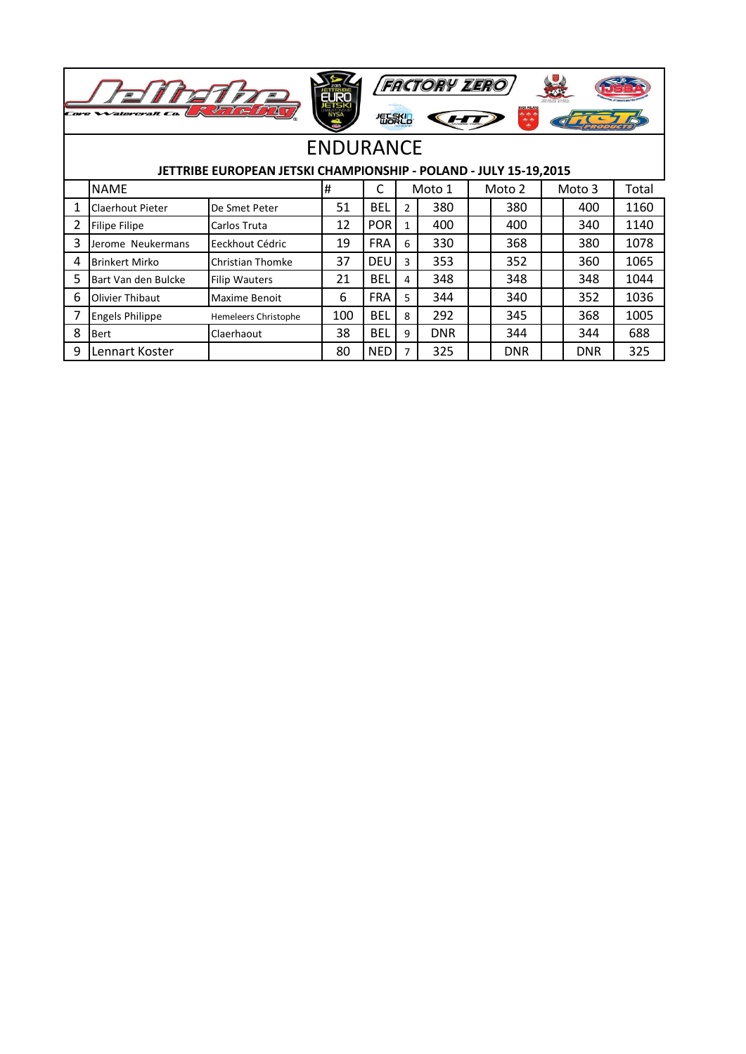# ENDURANCE

**JETTRIBE EUROPEAN JETSKI CHAMPIONSHIP - POLAND - JULY 15-19,2015**

| | NAME | | # | C | | Moto 1 | | Moto 2 | | Moto 3 | Total |
|---|---|---|---|---|---|---|---|---|---|---|---|
| 1 | Claerhout Pieter | De Smet Peter | 51 | BEL | 2 | 380 | | 380 | | 400 | 1160 |
| 2 | Filipe Filipe | Carlos Truta | 12 | POR | 1 | 400 | | 400 | | 340 | 1140 |
| 3 | Jerome Neukermans | Eeckhout Cédric | 19 | FRA | 6 | 330 | | 368 | | 380 | 1078 |
| 4 | Brinkert Mirko | Christian Thomke | 37 | DEU | 3 | 353 | | 352 | | 360 | 1065 |
| 5 | Bart Van den Bulcke | Filip Wauters | 21 | BEL | 4 | 348 | | 348 | | 348 | 1044 |
| 6 | Olivier Thibaut | Maxime Benoit | 6 | FRA | 5 | 344 | | 340 | | 352 | 1036 |
| 7 | Engels Philippe | Hemeleers Christophe | 100 | BEL | 8 | 292 | | 345 | | 368 | 1005 |
| 8 | Bert | Claerhaout | 38 | BEL | 9 | DNR | | 344 | | 344 | 688 |
| 9 | Lennart Koster | | 80 | NED | 7 | 325 | | DNR | | DNR | 325 |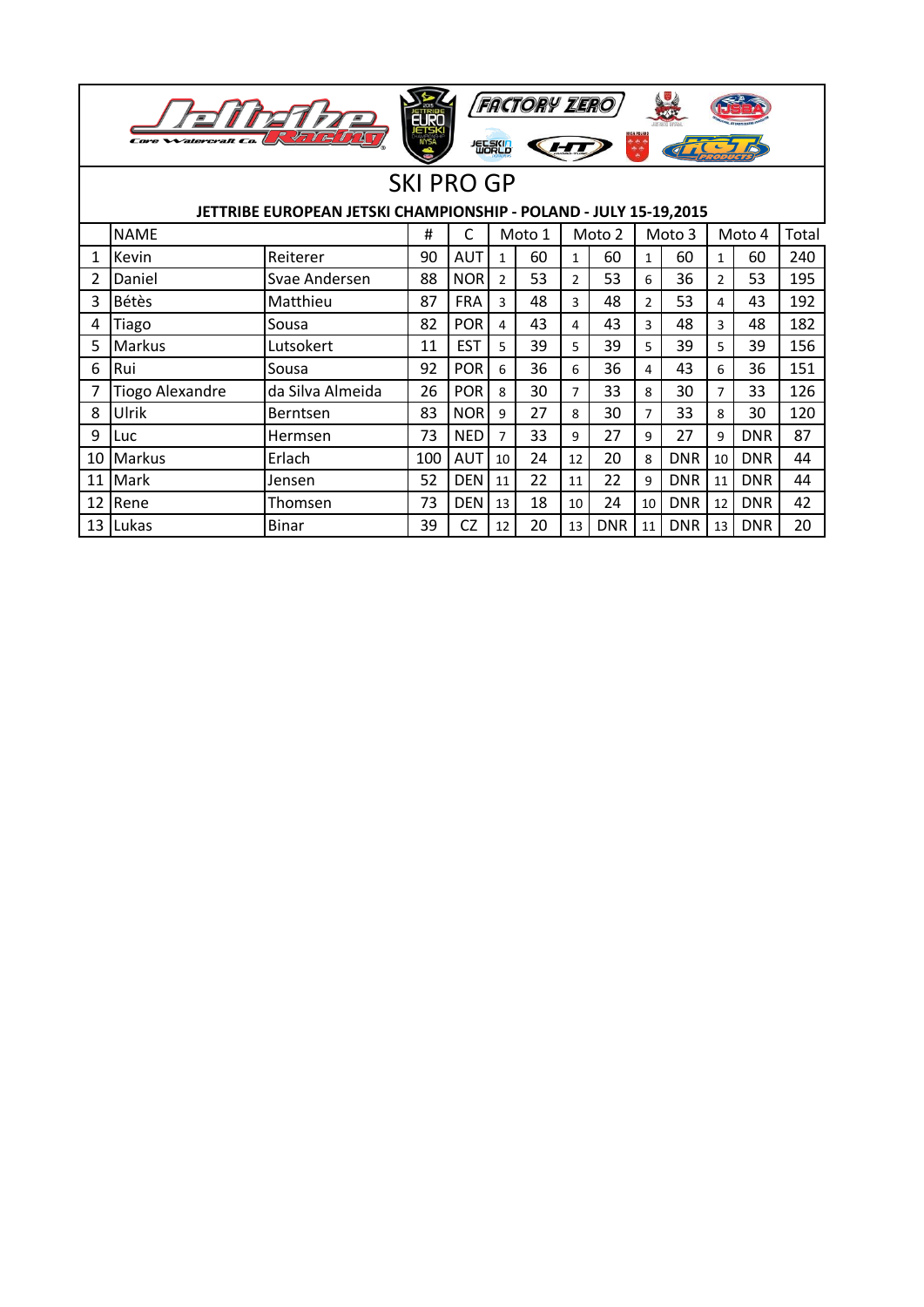# SKI PRO GP

**JETTRIBE EUROPEAN JETSKI CHAMPIONSHIP - POLAND - JULY 15-19,2015**

| | NAME | | # | C | Moto 1 | | Moto 2 | | Moto 3 | | Moto 4 | | Total |
|---|---|---|---|---|---|---|---|---|---|---|---|---|---|
| 1 | Kevin | Reiterer | 90 | AUT | 1 | 60 | 1 | 60 | 1 | 60 | 1 | 60 | 240 |
| 2 | Daniel | Svae Andersen | 88 | NOR | 2 | 53 | 2 | 53 | 6 | 36 | 2 | 53 | 195 |
| 3 | Bétès | Matthieu | 87 | FRA | 3 | 48 | 3 | 48 | 2 | 53 | 4 | 43 | 192 |
| 4 | Tiago | Sousa | 82 | POR | 4 | 43 | 4 | 43 | 3 | 48 | 3 | 48 | 182 |
| 5 | Markus | Lutsokert | 11 | EST | 5 | 39 | 5 | 39 | 5 | 39 | 5 | 39 | 156 |
| 6 | Rui | Sousa | 92 | POR | 6 | 36 | 6 | 36 | 4 | 43 | 6 | 36 | 151 |
| 7 | Tiogo Alexandre | da Silva Almeida | 26 | POR | 8 | 30 | 7 | 33 | 8 | 30 | 7 | 33 | 126 |
| 8 | Ulrik | Berntsen | 83 | NOR | 9 | 27 | 8 | 30 | 7 | 33 | 8 | 30 | 120 |
| 9 | Luc | Hermsen | 73 | NED | 7 | 33 | 9 | 27 | 9 | 27 | 9 | DNR | 87 |
| 10 | Markus | Erlach | 100 | AUT | 10 | 24 | 12 | 20 | 8 | DNR | 10 | DNR | 44 |
| 11 | Mark | Jensen | 52 | DEN | 11 | 22 | 11 | 22 | 9 | DNR | 11 | DNR | 44 |
| 12 | Rene | Thomsen | 73 | DEN | 13 | 18 | 10 | 24 | 10 | DNR | 12 | DNR | 42 |
| 13 | Lukas | Binar | 39 | CZ | 12 | 20 | 13 | DNR | 11 | DNR | 13 | DNR | 20 |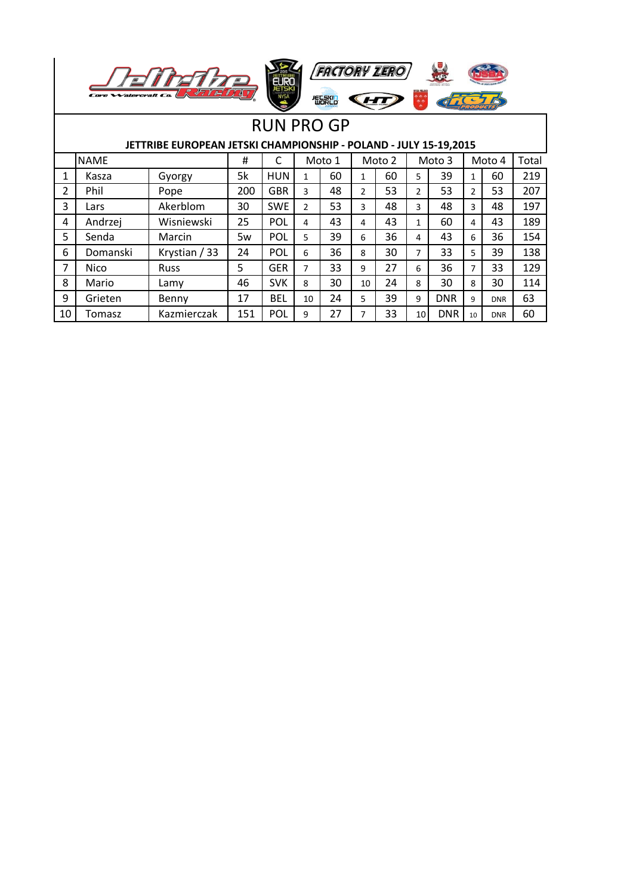# RUN PRO GP

**JETTRIBE EUROPEAN JETSKI CHAMPIONSHIP - POLAND - JULY 15-19,2015**

| | NAME | | # | C | Moto 1 | | Moto 2 | | Moto 3 | | Moto 4 | | Total |
|---|---|---|---|---|---|---|---|---|---|---|---|---|---|
| 1 | Kasza | Gyorgy | 5k | HUN | 1 | 60 | 1 | 60 | 5 | 39 | 1 | 60 | 219 |
| 2 | Phil | Pope | 200 | GBR | 3 | 48 | 2 | 53 | 2 | 53 | 2 | 53 | 207 |
| 3 | Lars | Akerblom | 30 | SWE | 2 | 53 | 3 | 48 | 3 | 48 | 3 | 48 | 197 |
| 4 | Andrzej | Wisniewski | 25 | POL | 4 | 43 | 4 | 43 | 1 | 60 | 4 | 43 | 189 |
| 5 | Senda | Marcin | 5w | POL | 5 | 39 | 6 | 36 | 4 | 43 | 6 | 36 | 154 |
| 6 | Domanski | Krystian / 33 | 24 | POL | 6 | 36 | 8 | 30 | 7 | 33 | 5 | 39 | 138 |
| 7 | Nico | Russ | 5 | GER | 7 | 33 | 9 | 27 | 6 | 36 | 7 | 33 | 129 |
| 8 | Mario | Lamy | 46 | SVK | 8 | 30 | 10 | 24 | 8 | 30 | 8 | 30 | 114 |
| 9 | Grieten | Benny | 17 | BEL | 10 | 24 | 5 | 39 | 9 | DNR | 9 | DNR | 63 |
| 10 | Tomasz | Kazmierczak | 151 | POL | 9 | 27 | 7 | 33 | 10 | DNR | 10 | DNR | 60 |